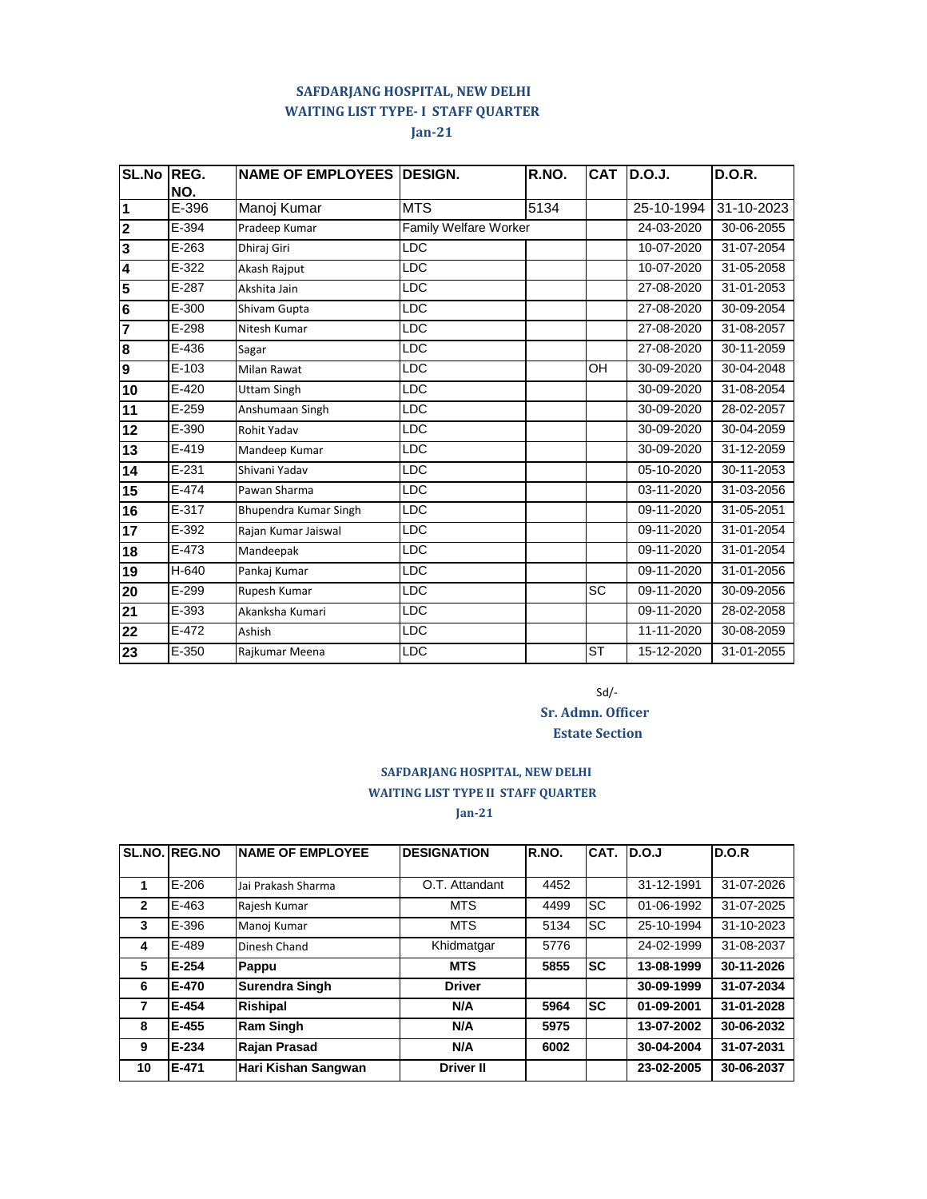# SAFDARJANG HOSPITAL, NEW DELHI
## WAITING LIST TYPE- I STAFF QUARTER
### Jan-21

| SL.No | REG. NO. | NAME OF EMPLOYEES | DESIGN. | R.NO. | CAT | D.O.J. | D.O.R. |
|---|---|---|---|---|---|---|---|
| 1 | E-396 | Manoj Kumar | MTS | 5134 | | 25-10-1994 | 31-10-2023 |
| 2 | E-394 | Pradeep Kumar | Family Welfare Worker | | | 24-03-2020 | 30-06-2055 |
| 3 | E-263 | Dhiraj Giri | LDC | | | 10-07-2020 | 31-07-2054 |
| 4 | E-322 | Akash Rajput | LDC | | | 10-07-2020 | 31-05-2058 |
| 5 | E-287 | Akshita Jain | LDC | | | 27-08-2020 | 31-01-2053 |
| 6 | E-300 | Shivam Gupta | LDC | | | 27-08-2020 | 30-09-2054 |
| 7 | E-298 | Nitesh Kumar | LDC | | | 27-08-2020 | 31-08-2057 |
| 8 | E-436 | Sagar | LDC | | | 27-08-2020 | 30-11-2059 |
| 9 | E-103 | Milan Rawat | LDC | | OH | 30-09-2020 | 30-04-2048 |
| 10 | E-420 | Uttam Singh | LDC | | | 30-09-2020 | 31-08-2054 |
| 11 | E-259 | Anshumaan Singh | LDC | | | 30-09-2020 | 28-02-2057 |
| 12 | E-390 | Rohit Yadav | LDC | | | 30-09-2020 | 30-04-2059 |
| 13 | E-419 | Mandeep Kumar | LDC | | | 30-09-2020 | 31-12-2059 |
| 14 | E-231 | Shivani Yadav | LDC | | | 05-10-2020 | 30-11-2053 |
| 15 | E-474 | Pawan Sharma | LDC | | | 03-11-2020 | 31-03-2056 |
| 16 | E-317 | Bhupendra Kumar Singh | LDC | | | 09-11-2020 | 31-05-2051 |
| 17 | E-392 | Rajan Kumar Jaiswal | LDC | | | 09-11-2020 | 31-01-2054 |
| 18 | E-473 | Mandeepak | LDC | | | 09-11-2020 | 31-01-2054 |
| 19 | H-640 | Pankaj Kumar | LDC | | | 09-11-2020 | 31-01-2056 |
| 20 | E-299 | Rupesh Kumar | LDC | | SC | 09-11-2020 | 30-09-2056 |
| 21 | E-393 | Akanksha Kumari | LDC | | | 09-11-2020 | 28-02-2058 |
| 22 | E-472 | Ashish | LDC | | | 11-11-2020 | 30-08-2059 |
| 23 | E-350 | Rajkumar Meena | LDC | | ST | 15-12-2020 | 31-01-2055 |

Sd/-

**Sr. Admn. Officer**
**Estate Section**

# SAFDARJANG HOSPITAL, NEW DELHI
## WAITING LIST TYPE II STAFF QUARTER
### Jan-21

| SL.NO. | REG.NO | NAME OF EMPLOYEE | DESIGNATION | R.NO. | CAT. | D.O.J | D.O.R |
|---|---|---|---|---|---|---|---|
| 1 | E-206 | Jai Prakash Sharma | O.T. Attandant | 4452 | | 31-12-1991 | 31-07-2026 |
| 2 | E-463 | Rajesh Kumar | MTS | 4499 | SC | 01-06-1992 | 31-07-2025 |
| 3 | E-396 | Manoj Kumar | MTS | 5134 | SC | 25-10-1994 | 31-10-2023 |
| 4 | E-489 | Dinesh Chand | Khidmatgar | 5776 | | 24-02-1999 | 31-08-2037 |
| **5** | **E-254** | **Pappu** | **MTS** | **5855** | **SC** | **13-08-1999** | **30-11-2026** |
| **6** | **E-470** | **Surendra Singh** | **Driver** | | | **30-09-1999** | **31-07-2034** |
| **7** | **E-454** | **Rishipal** | **N/A** | **5964** | **SC** | **01-09-2001** | **31-01-2028** |
| **8** | **E-455** | **Ram Singh** | **N/A** | **5975** | | **13-07-2002** | **30-06-2032** |
| **9** | **E-234** | **Rajan Prasad** | **N/A** | **6002** | | **30-04-2004** | **31-07-2031** |
| **10** | **E-471** | **Hari Kishan Sangwan** | **Driver II** | | | **23-02-2005** | **30-06-2037** |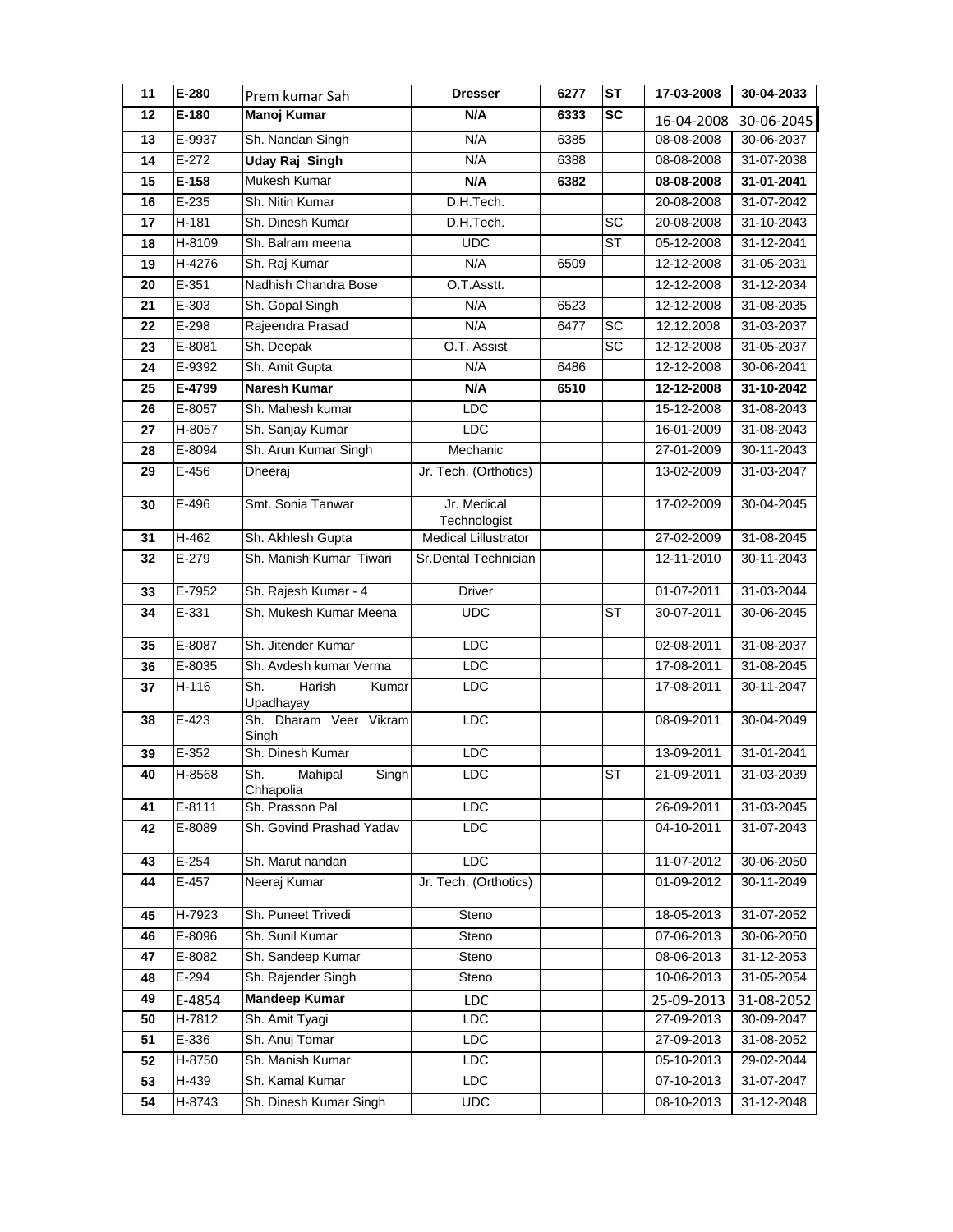| 11 | E-280 | Prem kumar Sah | Dresser | 6277 | ST | 17-03-2008 | 30-04-2033 |
|---|---|---|---|---|---|---|---|
| 12 | E-180 | **Manoj Kumar** | **N/A** | **6333** | **SC** | 16-04-2008 | 30-06-2045 |
| 13 | E-9937 | Sh. Nandan Singh | N/A | 6385 | | 08-08-2008 | 30-06-2037 |
| 14 | E-272 | **Uday Raj Singh** | N/A | 6388 | | 08-08-2008 | 31-07-2038 |
| 15 | **E-158** | Mukesh Kumar | **N/A** | **6382** | | **08-08-2008** | **31-01-2041** |
| 16 | E-235 | Sh. Nitin Kumar | D.H.Tech. | | | 20-08-2008 | 31-07-2042 |
| 17 | H-181 | Sh. Dinesh Kumar | D.H.Tech. | | SC | 20-08-2008 | 31-10-2043 |
| 18 | H-8109 | Sh. Balram meena | UDC | | ST | 05-12-2008 | 31-12-2041 |
| 19 | H-4276 | Sh. Raj Kumar | N/A | 6509 | | 12-12-2008 | 31-05-2031 |
| 20 | E-351 | Nadhish Chandra Bose | O.T.Asstt. | | | 12-12-2008 | 31-12-2034 |
| 21 | E-303 | Sh. Gopal Singh | N/A | 6523 | | 12-12-2008 | 31-08-2035 |
| 22 | E-298 | Rajeendra Prasad | N/A | 6477 | SC | 12.12.2008 | 31-03-2037 |
| 23 | E-8081 | Sh. Deepak | O.T. Assist | | SC | 12-12-2008 | 31-05-2037 |
| 24 | E-9392 | Sh. Amit Gupta | N/A | 6486 | | 12-12-2008 | 30-06-2041 |
| 25 | **E-4799** | **Naresh Kumar** | **N/A** | **6510** | | **12-12-2008** | **31-10-2042** |
| 26 | E-8057 | Sh. Mahesh kumar | LDC | | | 15-12-2008 | 31-08-2043 |
| 27 | H-8057 | Sh. Sanjay Kumar | LDC | | | 16-01-2009 | 31-08-2043 |
| 28 | E-8094 | Sh. Arun Kumar Singh | Mechanic | | | 27-01-2009 | 30-11-2043 |
| 29 | E-456 | Dheeraj | Jr. Tech. (Orthotics) | | | 13-02-2009 | 31-03-2047 |
| 30 | E-496 | Smt. Sonia Tanwar | Jr. Medical Technologist | | | 17-02-2009 | 30-04-2045 |
| 31 | H-462 | Sh. Akhlesh Gupta | Medical Lillustrator | | | 27-02-2009 | 31-08-2045 |
| 32 | E-279 | Sh. Manish Kumar Tiwari | Sr.Dental Technician | | | 12-11-2010 | 30-11-2043 |
| 33 | E-7952 | Sh. Rajesh Kumar - 4 | Driver | | | 01-07-2011 | 31-03-2044 |
| 34 | E-331 | Sh. Mukesh Kumar Meena | UDC | | ST | 30-07-2011 | 30-06-2045 |
| 35 | E-8087 | Sh. Jitender Kumar | LDC | | | 02-08-2011 | 31-08-2037 |
| 36 | E-8035 | Sh. Avdesh kumar Verma | LDC | | | 17-08-2011 | 31-08-2045 |
| 37 | H-116 | Sh. Harish Kumar Upadhayay | LDC | | | 17-08-2011 | 30-11-2047 |
| 38 | E-423 | Sh. Dharam Veer Vikram Singh | LDC | | | 08-09-2011 | 30-04-2049 |
| 39 | E-352 | Sh. Dinesh Kumar | LDC | | | 13-09-2011 | 31-01-2041 |
| 40 | H-8568 | Sh. Mahipal Singh Chhapolia | LDC | | ST | 21-09-2011 | 31-03-2039 |
| 41 | E-8111 | Sh. Prasson Pal | LDC | | | 26-09-2011 | 31-03-2045 |
| 42 | E-8089 | Sh. Govind Prashad Yadav | LDC | | | 04-10-2011 | 31-07-2043 |
| 43 | E-254 | Sh. Marut nandan | LDC | | | 11-07-2012 | 30-06-2050 |
| 44 | E-457 | Neeraj Kumar | Jr. Tech. (Orthotics) | | | 01-09-2012 | 30-11-2049 |
| 45 | H-7923 | Sh. Puneet Trivedi | Steno | | | 18-05-2013 | 31-07-2052 |
| 46 | E-8096 | Sh. Sunil Kumar | Steno | | | 07-06-2013 | 30-06-2050 |
| 47 | E-8082 | Sh. Sandeep Kumar | Steno | | | 08-06-2013 | 31-12-2053 |
| 48 | E-294 | Sh. Rajender Singh | Steno | | | 10-06-2013 | 31-05-2054 |
| 49 | E-4854 | **Mandeep Kumar** | LDC | | | 25-09-2013 | 31-08-2052 |
| 50 | H-7812 | Sh. Amit Tyagi | LDC | | | 27-09-2013 | 30-09-2047 |
| 51 | E-336 | Sh. Anuj Tomar | LDC | | | 27-09-2013 | 31-08-2052 |
| 52 | H-8750 | Sh. Manish Kumar | LDC | | | 05-10-2013 | 29-02-2044 |
| 53 | H-439 | Sh. Kamal Kumar | LDC | | | 07-10-2013 | 31-07-2047 |
| 54 | H-8743 | Sh. Dinesh Kumar Singh | UDC | | | 08-10-2013 | 31-12-2048 |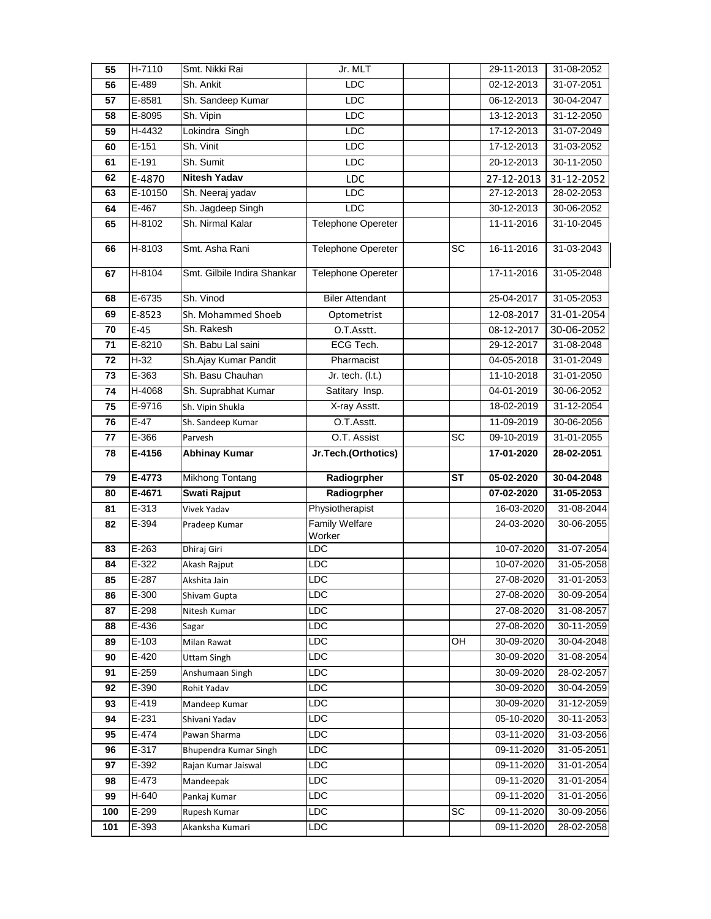| 55 | H-7110 | Smt. Nikki Rai | Jr. MLT | | | 29-11-2013 | 31-08-2052 |
|---|---|---|---|---|---|---|---|
| 56 | E-489 | Sh. Ankit | LDC | | | 02-12-2013 | 31-07-2051 |
| 57 | E-8581 | Sh. Sandeep Kumar | LDC | | | 06-12-2013 | 30-04-2047 |
| 58 | E-8095 | Sh. Vipin | LDC | | | 13-12-2013 | 31-12-2050 |
| 59 | H-4432 | Lokindra Singh | LDC | | | 17-12-2013 | 31-07-2049 |
| 60 | E-151 | Sh. Vinit | LDC | | | 17-12-2013 | 31-03-2052 |
| 61 | E-191 | Sh. Sumit | LDC | | | 20-12-2013 | 30-11-2050 |
| 62 | E-4870 | **Nitesh Yadav** | LDC | | | 27-12-2013 | 31-12-2052 |
| 63 | E-10150 | Sh. Neeraj yadav | LDC | | | 27-12-2013 | 28-02-2053 |
| 64 | E-467 | Sh. Jagdeep Singh | LDC | | | 30-12-2013 | 30-06-2052 |
| 65 | H-8102 | Sh. Nirmal Kalar | Telephone Opereter | | | 11-11-2016 | 31-10-2045 |
| 66 | H-8103 | Smt. Asha Rani | Telephone Opereter | | SC | 16-11-2016 | 31-03-2043 |
| 67 | H-8104 | Smt. Gilbile Indira Shankar | Telephone Opereter | | | 17-11-2016 | 31-05-2048 |
| 68 | E-6735 | Sh. Vinod | Biler Attendant | | | 25-04-2017 | 31-05-2053 |
| 69 | E-8523 | Sh. Mohammed Shoeb | Optometrist | | | 12-08-2017 | 31-01-2054 |
| 70 | E-45 | Sh. Rakesh | O.T.Asstt. | | | 08-12-2017 | 30-06-2052 |
| 71 | E-8210 | Sh. Babu Lal saini | ECG Tech. | | | 29-12-2017 | 31-08-2048 |
| 72 | H-32 | Sh.Ajay Kumar Pandit | Pharmacist | | | 04-05-2018 | 31-01-2049 |
| 73 | E-363 | Sh. Basu Chauhan | Jr. tech. (I.t.) | | | 11-10-2018 | 31-01-2050 |
| 74 | H-4068 | Sh. Suprabhat Kumar | Satitary Insp. | | | 04-01-2019 | 30-06-2052 |
| 75 | E-9716 | Sh. Vipin Shukla | X-ray Asstt. | | | 18-02-2019 | 31-12-2054 |
| 76 | E-47 | Sh. Sandeep Kumar | O.T.Asstt. | | | 11-09-2019 | 30-06-2056 |
| 77 | E-366 | Parvesh | O.T. Assist | | SC | 09-10-2019 | 31-01-2055 |
| 78 | **E-4156** | **Abhinay Kumar** | **Jr.Tech.(Orthotics)** | | | **17-01-2020** | **28-02-2051** |
| 79 | **E-4773** | Mikhong Tontang | **Radiogrpher** | | **ST** | **05-02-2020** | **30-04-2048** |
| 80 | **E-4671** | **Swati Rajput** | **Radiogrpher** | | | **07-02-2020** | **31-05-2053** |
| 81 | E-313 | Vivek Yadav | Physiotherapist | | | 16-03-2020 | 31-08-2044 |
| 82 | E-394 | Pradeep Kumar | Family Welfare Worker | | | 24-03-2020 | 30-06-2055 |
| 83 | E-263 | Dhiraj Giri | LDC | | | 10-07-2020 | 31-07-2054 |
| 84 | E-322 | Akash Rajput | LDC | | | 10-07-2020 | 31-05-2058 |
| 85 | E-287 | Akshita Jain | LDC | | | 27-08-2020 | 31-01-2053 |
| 86 | E-300 | Shivam Gupta | LDC | | | 27-08-2020 | 30-09-2054 |
| 87 | E-298 | Nitesh Kumar | LDC | | | 27-08-2020 | 31-08-2057 |
| 88 | E-436 | Sagar | LDC | | | 27-08-2020 | 30-11-2059 |
| 89 | E-103 | Milan Rawat | LDC | | OH | 30-09-2020 | 30-04-2048 |
| 90 | E-420 | Uttam Singh | LDC | | | 30-09-2020 | 31-08-2054 |
| 91 | E-259 | Anshumaan Singh | LDC | | | 30-09-2020 | 28-02-2057 |
| 92 | E-390 | Rohit Yadav | LDC | | | 30-09-2020 | 30-04-2059 |
| 93 | E-419 | Mandeep Kumar | LDC | | | 30-09-2020 | 31-12-2059 |
| 94 | E-231 | Shivani Yadav | LDC | | | 05-10-2020 | 30-11-2053 |
| 95 | E-474 | Pawan Sharma | LDC | | | 03-11-2020 | 31-03-2056 |
| 96 | E-317 | Bhupendra Kumar Singh | LDC | | | 09-11-2020 | 31-05-2051 |
| 97 | E-392 | Rajan Kumar Jaiswal | LDC | | | 09-11-2020 | 31-01-2054 |
| 98 | E-473 | Mandeepak | LDC | | | 09-11-2020 | 31-01-2054 |
| 99 | H-640 | Pankaj Kumar | LDC | | | 09-11-2020 | 31-01-2056 |
| 100 | E-299 | Rupesh Kumar | LDC | | SC | 09-11-2020 | 30-09-2056 |
| 101 | E-393 | Akanksha Kumari | LDC | | | 09-11-2020 | 28-02-2058 |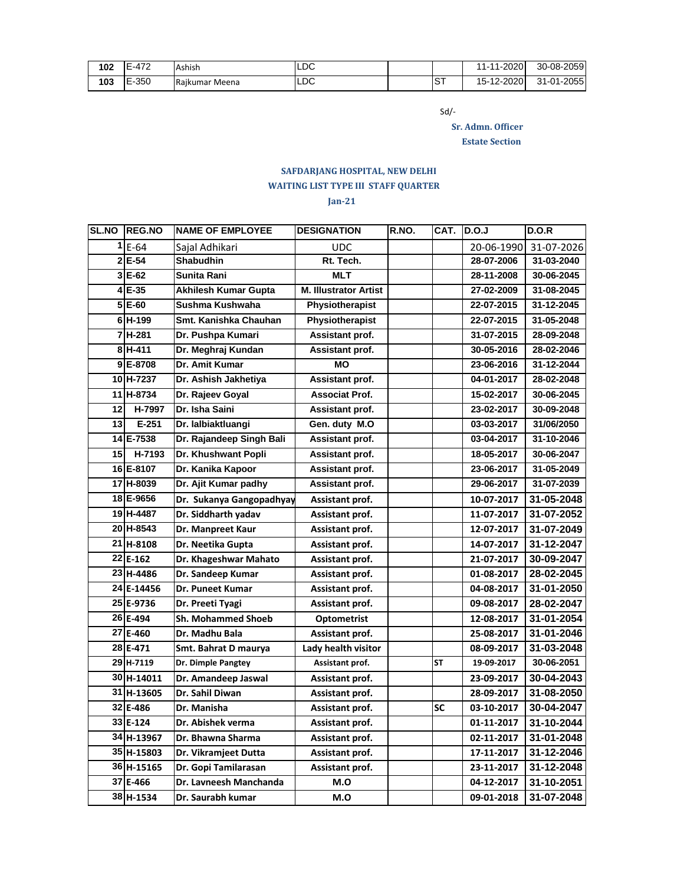| 102 | E-472 | Ashish | LDC | | | 11-11-2020 | 30-08-2059 |
|---|---|---|---|---|---|---|---|
| 103 | E-350 | Rajkumar Meena | LDC | | ST | 15-12-2020 | 31-01-2055 |

Sd/-

**Sr. Admn. Officer**

**Estate Section**

**SAFDARJANG HOSPITAL, NEW DELHI**

**WAITING LIST TYPE III STAFF QUARTER**

**Jan-21**

| SL.NO | REG.NO | NAME OF EMPLOYEE | DESIGNATION | R.NO. | CAT. | D.O.J | D.O.R |
|---|---|---|---|---|---|---|---|
| 1 | E-64 | Sajal Adhikari | UDC | | | 20-06-1990 | 31-07-2026 |
| 2 | E-54 | Shabudhin | Rt. Tech. | | | 28-07-2006 | 31-03-2040 |
| 3 | E-62 | Sunita Rani | MLT | | | 28-11-2008 | 30-06-2045 |
| 4 | E-35 | Akhilesh Kumar Gupta | M. Illustrator Artist | | | 27-02-2009 | 31-08-2045 |
| 5 | E-60 | Sushma Kushwaha | Physiotherapist | | | 22-07-2015 | 31-12-2045 |
| 6 | H-199 | Smt. Kanishka Chauhan | Physiotherapist | | | 22-07-2015 | 31-05-2048 |
| 7 | H-281 | Dr. Pushpa Kumari | Assistant prof. | | | 31-07-2015 | 28-09-2048 |
| 8 | H-411 | Dr. Meghraj Kundan | Assistant prof. | | | 30-05-2016 | 28-02-2046 |
| 9 | E-8708 | Dr. Amit Kumar | MO | | | 23-06-2016 | 31-12-2044 |
| 10 | H-7237 | Dr. Ashish Jakhetiya | Assistant prof. | | | 04-01-2017 | 28-02-2048 |
| 11 | H-8734 | Dr. Rajeev Goyal | Associat Prof. | | | 15-02-2017 | 30-06-2045 |
| 12 | H-7997 | Dr. Isha Saini | Assistant prof. | | | 23-02-2017 | 30-09-2048 |
| 13 | E-251 | Dr. lalbiaktluangi | Gen. duty M.O | | | 03-03-2017 | 31/06/2050 |
| 14 | E-7538 | Dr. Rajandeep Singh Bali | Assistant prof. | | | 03-04-2017 | 31-10-2046 |
| 15 | H-7193 | Dr. Khushwant Popli | Assistant prof. | | | 18-05-2017 | 30-06-2047 |
| 16 | E-8107 | Dr. Kanika Kapoor | Assistant prof. | | | 23-06-2017 | 31-05-2049 |
| 17 | H-8039 | Dr. Ajit Kumar padhy | Assistant prof. | | | 29-06-2017 | 31-07-2039 |
| 18 | E-9656 | Dr. Sukanya Gangopadhyay | Assistant prof. | | | 10-07-2017 | 31-05-2048 |
| 19 | H-4487 | Dr. Siddharth yadav | Assistant prof. | | | 11-07-2017 | 31-07-2052 |
| 20 | H-8543 | Dr. Manpreet Kaur | Assistant prof. | | | 12-07-2017 | 31-07-2049 |
| 21 | H-8108 | Dr. Neetika Gupta | Assistant prof. | | | 14-07-2017 | 31-12-2047 |
| 22 | E-162 | Dr. Khageshwar Mahato | Assistant prof. | | | 21-07-2017 | 30-09-2047 |
| 23 | H-4486 | Dr. Sandeep Kumar | Assistant prof. | | | 01-08-2017 | 28-02-2045 |
| 24 | E-14456 | Dr. Puneet Kumar | Assistant prof. | | | 04-08-2017 | 31-01-2050 |
| 25 | E-9736 | Dr. Preeti Tyagi | Assistant prof. | | | 09-08-2017 | 28-02-2047 |
| 26 | E-494 | Sh. Mohammed Shoeb | Optometrist | | | 12-08-2017 | 31-01-2054 |
| 27 | E-460 | Dr. Madhu Bala | Assistant prof. | | | 25-08-2017 | 31-01-2046 |
| 28 | E-471 | Smt. Bahrat D maurya | Lady health visitor | | | 08-09-2017 | 31-03-2048 |
| 29 | H-7119 | Dr. Dimple Pangtey | Assistant prof. | | ST | 19-09-2017 | 30-06-2051 |
| 30 | H-14011 | Dr. Amandeep Jaswal | Assistant prof. | | | 23-09-2017 | 30-04-2043 |
| 31 | H-13605 | Dr. Sahil Diwan | Assistant prof. | | | 28-09-2017 | 31-08-2050 |
| 32 | E-486 | Dr. Manisha | Assistant prof. | | SC | 03-10-2017 | 30-04-2047 |
| 33 | E-124 | Dr. Abishek verma | Assistant prof. | | | 01-11-2017 | 31-10-2044 |
| 34 | H-13967 | Dr. Bhawna Sharma | Assistant prof. | | | 02-11-2017 | 31-01-2048 |
| 35 | H-15803 | Dr. Vikramjeet Dutta | Assistant prof. | | | 17-11-2017 | 31-12-2046 |
| 36 | H-15165 | Dr. Gopi Tamilarasan | Assistant prof. | | | 23-11-2017 | 31-12-2048 |
| 37 | E-466 | Dr. Lavneesh Manchanda | M.O | | | 04-12-2017 | 31-10-2051 |
| 38 | H-1534 | Dr. Saurabh kumar | M.O | | | 09-01-2018 | 31-07-2048 |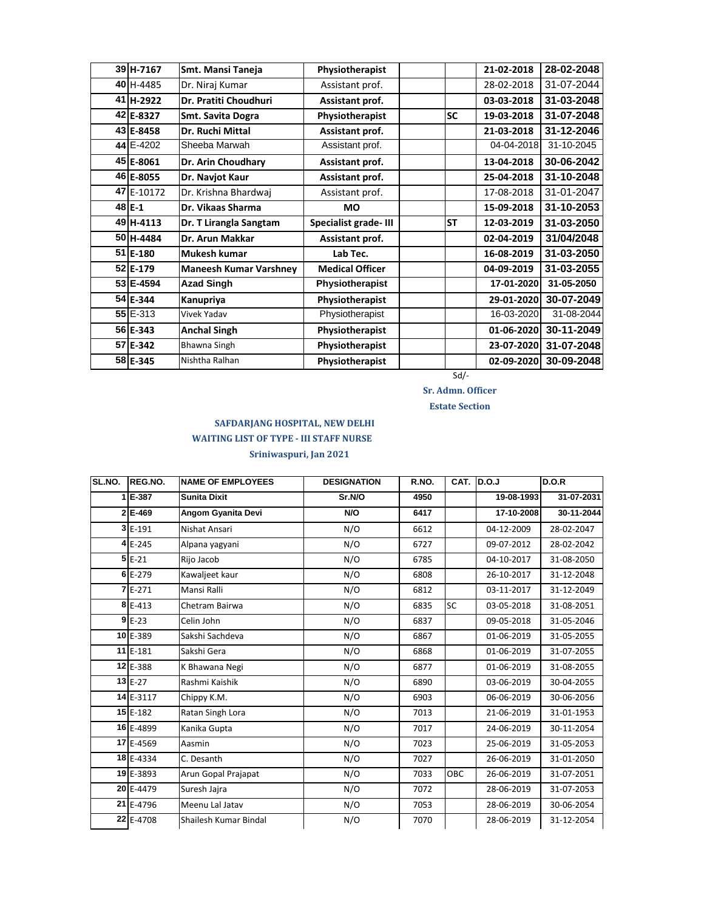| | | | | | | | |
|---|---|---|---|---|---|---|---|
| 39 | H-7167 | Smt. Mansi Taneja | Physiotherapist | | | 21-02-2018 | 28-02-2048 |
| 40 | H-4485 | Dr. Niraj Kumar | Assistant prof. | | | 28-02-2018 | 31-07-2044 |
| 41 | H-2922 | Dr. Pratiti Choudhuri | Assistant prof. | | | 03-03-2018 | 31-03-2048 |
| 42 | E-8327 | Smt. Savita Dogra | Physiotherapist | | SC | 19-03-2018 | 31-07-2048 |
| 43 | E-8458 | Dr. Ruchi Mittal | Assistant prof. | | | 21-03-2018 | 31-12-2046 |
| 44 | E-4202 | Sheeba Marwah | Assistant prof. | | | 04-04-2018 | 31-10-2045 |
| 45 | E-8061 | Dr. Arin Choudhary | Assistant prof. | | | 13-04-2018 | 30-06-2042 |
| 46 | E-8055 | Dr. Navjot Kaur | Assistant prof. | | | 25-04-2018 | 31-10-2048 |
| 47 | E-10172 | Dr. Krishna Bhardwaj | Assistant prof. | | | 17-08-2018 | 31-01-2047 |
| 48 | E-1 | Dr. Vikaas Sharma | MO | | | 15-09-2018 | 31-10-2053 |
| 49 | H-4113 | Dr. T Lirangla Sangtam | Specialist grade- III | | ST | 12-03-2019 | 31-03-2050 |
| 50 | H-4484 | Dr. Arun Makkar | Assistant prof. | | | 02-04-2019 | 31/04/2048 |
| 51 | E-180 | Mukesh kumar | Lab Tec. | | | 16-08-2019 | 31-03-2050 |
| 52 | E-179 | Maneesh Kumar Varshney | Medical Officer | | | 04-09-2019 | 31-03-2055 |
| 53 | E-4594 | Azad Singh | Physiotherapist | | | 17-01-2020 | 31-05-2050 |
| 54 | E-344 | Kanupriya | Physiotherapist | | | 29-01-2020 | 30-07-2049 |
| 55 | E-313 | Vivek Yadav | Physiotherapist | | | 16-03-2020 | 31-08-2044 |
| 56 | E-343 | Anchal Singh | Physiotherapist | | | 01-06-2020 | 30-11-2049 |
| 57 | E-342 | Bhawna Singh | Physiotherapist | | | 23-07-2020 | 31-07-2048 |
| 58 | E-345 | Nishtha Ralhan | Physiotherapist | | | 02-09-2020 | 30-09-2048 |

Sd/-

**Sr. Admn. Officer**

**Estate Section**

**SAFDARJANG HOSPITAL, NEW DELHI**

**WAITING LIST OF TYPE - III STAFF NURSE**

**Sriniwaspuri, Jan 2021**

| SL.NO. | REG.NO. | NAME OF EMPLOYEES | DESIGNATION | R.NO. | CAT. | D.O.J | D.O.R |
|---|---|---|---|---|---|---|---|
| 1 | E-387 | Sunita Dixit | Sr.N/O | 4950 | | 19-08-1993 | 31-07-2031 |
| 2 | E-469 | Angom Gyanita Devi | N/O | 6417 | | 17-10-2008 | 30-11-2044 |
| 3 | E-191 | Nishat Ansari | N/O | 6612 | | 04-12-2009 | 28-02-2047 |
| 4 | E-245 | Alpana yagyani | N/O | 6727 | | 09-07-2012 | 28-02-2042 |
| 5 | E-21 | Rijo Jacob | N/O | 6785 | | 04-10-2017 | 31-08-2050 |
| 6 | E-279 | Kawaljeet kaur | N/O | 6808 | | 26-10-2017 | 31-12-2048 |
| 7 | E-271 | Mansi Ralli | N/O | 6812 | | 03-11-2017 | 31-12-2049 |
| 8 | E-413 | Chetram Bairwa | N/O | 6835 | SC | 03-05-2018 | 31-08-2051 |
| 9 | E-23 | Celin John | N/O | 6837 | | 09-05-2018 | 31-05-2046 |
| 10 | E-389 | Sakshi Sachdeva | N/O | 6867 | | 01-06-2019 | 31-05-2055 |
| 11 | E-181 | Sakshi Gera | N/O | 6868 | | 01-06-2019 | 31-07-2055 |
| 12 | E-388 | K Bhawana Negi | N/O | 6877 | | 01-06-2019 | 31-08-2055 |
| 13 | E-27 | Rashmi Kaishik | N/O | 6890 | | 03-06-2019 | 30-04-2055 |
| 14 | E-3117 | Chippy K.M. | N/O | 6903 | | 06-06-2019 | 30-06-2056 |
| 15 | E-182 | Ratan Singh Lora | N/O | 7013 | | 21-06-2019 | 31-01-1953 |
| 16 | E-4899 | Kanika Gupta | N/O | 7017 | | 24-06-2019 | 30-11-2054 |
| 17 | E-4569 | Aasmin | N/O | 7023 | | 25-06-2019 | 31-05-2053 |
| 18 | E-4334 | C. Desanth | N/O | 7027 | | 26-06-2019 | 31-01-2050 |
| 19 | E-3893 | Arun Gopal Prajapat | N/O | 7033 | OBC | 26-06-2019 | 31-07-2051 |
| 20 | E-4479 | Suresh Jajra | N/O | 7072 | | 28-06-2019 | 31-07-2053 |
| 21 | E-4796 | Meenu Lal Jatav | N/O | 7053 | | 28-06-2019 | 30-06-2054 |
| 22 | E-4708 | Shailesh Kumar Bindal | N/O | 7070 | | 28-06-2019 | 31-12-2054 |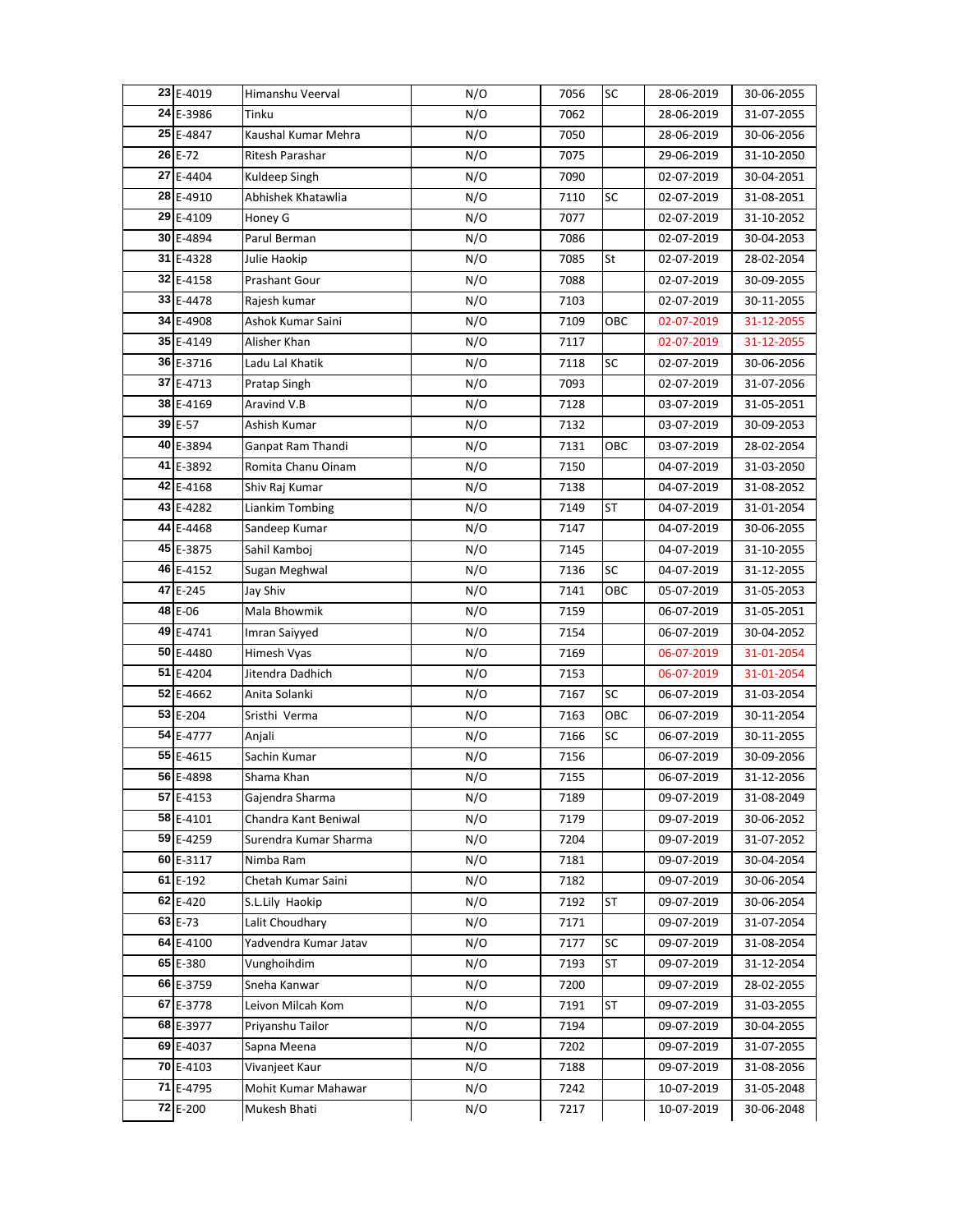| | | | | | | | |
|---|---|---|---|---|---|---|---|
| 23 | E-4019 | Himanshu Veerval | N/O | 7056 | SC | 28-06-2019 | 30-06-2055 |
| 24 | E-3986 | Tinku | N/O | 7062 | | 28-06-2019 | 31-07-2055 |
| 25 | E-4847 | Kaushal Kumar Mehra | N/O | 7050 | | 28-06-2019 | 30-06-2056 |
| 26 | E-72 | Ritesh Parashar | N/O | 7075 | | 29-06-2019 | 31-10-2050 |
| 27 | E-4404 | Kuldeep Singh | N/O | 7090 | | 02-07-2019 | 30-04-2051 |
| 28 | E-4910 | Abhishek Khatawlia | N/O | 7110 | SC | 02-07-2019 | 31-08-2051 |
| 29 | E-4109 | Honey G | N/O | 7077 | | 02-07-2019 | 31-10-2052 |
| 30 | E-4894 | Parul Berman | N/O | 7086 | | 02-07-2019 | 30-04-2053 |
| 31 | E-4328 | Julie Haokip | N/O | 7085 | St | 02-07-2019 | 28-02-2054 |
| 32 | E-4158 | Prashant Gour | N/O | 7088 | | 02-07-2019 | 30-09-2055 |
| 33 | E-4478 | Rajesh kumar | N/O | 7103 | | 02-07-2019 | 30-11-2055 |
| 34 | E-4908 | Ashok Kumar Saini | N/O | 7109 | OBC | 02-07-2019 | 31-12-2055 |
| 35 | E-4149 | Alisher Khan | N/O | 7117 | | 02-07-2019 | 31-12-2055 |
| 36 | E-3716 | Ladu Lal Khatik | N/O | 7118 | SC | 02-07-2019 | 30-06-2056 |
| 37 | E-4713 | Pratap Singh | N/O | 7093 | | 02-07-2019 | 31-07-2056 |
| 38 | E-4169 | Aravind V.B | N/O | 7128 | | 03-07-2019 | 31-05-2051 |
| 39 | E-57 | Ashish Kumar | N/O | 7132 | | 03-07-2019 | 30-09-2053 |
| 40 | E-3894 | Ganpat Ram Thandi | N/O | 7131 | OBC | 03-07-2019 | 28-02-2054 |
| 41 | E-3892 | Romita Chanu Oinam | N/O | 7150 | | 04-07-2019 | 31-03-2050 |
| 42 | E-4168 | Shiv Raj Kumar | N/O | 7138 | | 04-07-2019 | 31-08-2052 |
| 43 | E-4282 | Liankim Tombing | N/O | 7149 | ST | 04-07-2019 | 31-01-2054 |
| 44 | E-4468 | Sandeep Kumar | N/O | 7147 | | 04-07-2019 | 30-06-2055 |
| 45 | E-3875 | Sahil Kamboj | N/O | 7145 | | 04-07-2019 | 31-10-2055 |
| 46 | E-4152 | Sugan Meghwal | N/O | 7136 | SC | 04-07-2019 | 31-12-2055 |
| 47 | E-245 | Jay Shiv | N/O | 7141 | OBC | 05-07-2019 | 31-05-2053 |
| 48 | E-06 | Mala Bhowmik | N/O | 7159 | | 06-07-2019 | 31-05-2051 |
| 49 | E-4741 | Imran Saiyyed | N/O | 7154 | | 06-07-2019 | 30-04-2052 |
| 50 | E-4480 | Himesh Vyas | N/O | 7169 | | 06-07-2019 | 31-01-2054 |
| 51 | E-4204 | Jitendra Dadhich | N/O | 7153 | | 06-07-2019 | 31-01-2054 |
| 52 | E-4662 | Anita Solanki | N/O | 7167 | SC | 06-07-2019 | 31-03-2054 |
| 53 | E-204 | Sristhi Verma | N/O | 7163 | OBC | 06-07-2019 | 30-11-2054 |
| 54 | E-4777 | Anjali | N/O | 7166 | SC | 06-07-2019 | 30-11-2055 |
| 55 | E-4615 | Sachin Kumar | N/O | 7156 | | 06-07-2019 | 30-09-2056 |
| 56 | E-4898 | Shama Khan | N/O | 7155 | | 06-07-2019 | 31-12-2056 |
| 57 | E-4153 | Gajendra Sharma | N/O | 7189 | | 09-07-2019 | 31-08-2049 |
| 58 | E-4101 | Chandra Kant Beniwal | N/O | 7179 | | 09-07-2019 | 30-06-2052 |
| 59 | E-4259 | Surendra Kumar Sharma | N/O | 7204 | | 09-07-2019 | 31-07-2052 |
| 60 | E-3117 | Nimba Ram | N/O | 7181 | | 09-07-2019 | 30-04-2054 |
| 61 | E-192 | Chetah Kumar Saini | N/O | 7182 | | 09-07-2019 | 30-06-2054 |
| 62 | E-420 | S.L.Lily Haokip | N/O | 7192 | ST | 09-07-2019 | 30-06-2054 |
| 63 | E-73 | Lalit Choudhary | N/O | 7171 | | 09-07-2019 | 31-07-2054 |
| 64 | E-4100 | Yadvendra Kumar Jatav | N/O | 7177 | SC | 09-07-2019 | 31-08-2054 |
| 65 | E-380 | Vunghoihdim | N/O | 7193 | ST | 09-07-2019 | 31-12-2054 |
| 66 | E-3759 | Sneha Kanwar | N/O | 7200 | | 09-07-2019 | 28-02-2055 |
| 67 | E-3778 | Leivon Milcah Kom | N/O | 7191 | ST | 09-07-2019 | 31-03-2055 |
| 68 | E-3977 | Priyanshu Tailor | N/O | 7194 | | 09-07-2019 | 30-04-2055 |
| 69 | E-4037 | Sapna Meena | N/O | 7202 | | 09-07-2019 | 31-07-2055 |
| 70 | E-4103 | Vivanjeet Kaur | N/O | 7188 | | 09-07-2019 | 31-08-2056 |
| 71 | E-4795 | Mohit Kumar Mahawar | N/O | 7242 | | 10-07-2019 | 31-05-2048 |
| 72 | E-200 | Mukesh Bhati | N/O | 7217 | | 10-07-2019 | 30-06-2048 |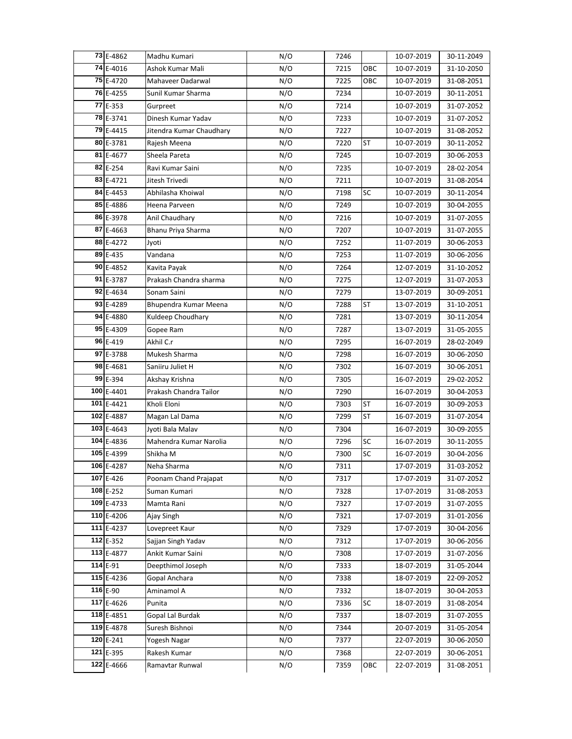| | | | | | | | |
|---|---|---|---|---|---|---|---|
| 73 | E-4862 | Madhu Kumari | N/O | 7246 | | 10-07-2019 | 30-11-2049 |
| 74 | E-4016 | Ashok Kumar Mali | N/O | 7215 | OBC | 10-07-2019 | 31-10-2050 |
| 75 | E-4720 | Mahaveer Dadarwal | N/O | 7225 | OBC | 10-07-2019 | 31-08-2051 |
| 76 | E-4255 | Sunil Kumar Sharma | N/O | 7234 | | 10-07-2019 | 30-11-2051 |
| 77 | E-353 | Gurpreet | N/O | 7214 | | 10-07-2019 | 31-07-2052 |
| 78 | E-3741 | Dinesh Kumar Yadav | N/O | 7233 | | 10-07-2019 | 31-07-2052 |
| 79 | E-4415 | Jitendra Kumar Chaudhary | N/O | 7227 | | 10-07-2019 | 31-08-2052 |
| 80 | E-3781 | Rajesh Meena | N/O | 7220 | ST | 10-07-2019 | 30-11-2052 |
| 81 | E-4677 | Sheela Pareta | N/O | 7245 | | 10-07-2019 | 30-06-2053 |
| 82 | E-254 | Ravi Kumar Saini | N/O | 7235 | | 10-07-2019 | 28-02-2054 |
| 83 | E-4721 | Jitesh Trivedi | N/O | 7211 | | 10-07-2019 | 31-08-2054 |
| 84 | E-4453 | Abhilasha Khoiwal | N/O | 7198 | SC | 10-07-2019 | 30-11-2054 |
| 85 | E-4886 | Heena Parveen | N/O | 7249 | | 10-07-2019 | 30-04-2055 |
| 86 | E-3978 | Anil Chaudhary | N/O | 7216 | | 10-07-2019 | 31-07-2055 |
| 87 | E-4663 | Bhanu Priya Sharma | N/O | 7207 | | 10-07-2019 | 31-07-2055 |
| 88 | E-4272 | Jyoti | N/O | 7252 | | 11-07-2019 | 30-06-2053 |
| 89 | E-435 | Vandana | N/O | 7253 | | 11-07-2019 | 30-06-2056 |
| 90 | E-4852 | Kavita Payak | N/O | 7264 | | 12-07-2019 | 31-10-2052 |
| 91 | E-3787 | Prakash Chandra sharma | N/O | 7275 | | 12-07-2019 | 31-07-2053 |
| 92 | E-4634 | Sonam Saini | N/O | 7279 | | 13-07-2019 | 30-09-2051 |
| 93 | E-4289 | Bhupendra Kumar Meena | N/O | 7288 | ST | 13-07-2019 | 31-10-2051 |
| 94 | E-4880 | Kuldeep Choudhary | N/O | 7281 | | 13-07-2019 | 30-11-2054 |
| 95 | E-4309 | Gopee Ram | N/O | 7287 | | 13-07-2019 | 31-05-2055 |
| 96 | E-419 | Akhil C.r | N/O | 7295 | | 16-07-2019 | 28-02-2049 |
| 97 | E-3788 | Mukesh Sharma | N/O | 7298 | | 16-07-2019 | 30-06-2050 |
| 98 | E-4681 | Saniiru Juliet H | N/O | 7302 | | 16-07-2019 | 30-06-2051 |
| 99 | E-394 | Akshay Krishna | N/O | 7305 | | 16-07-2019 | 29-02-2052 |
| 100 | E-4401 | Prakash Chandra Tailor | N/O | 7290 | | 16-07-2019 | 30-04-2053 |
| 101 | E-4421 | Kholi Eloni | N/O | 7303 | ST | 16-07-2019 | 30-09-2053 |
| 102 | E-4887 | Magan Lal Dama | N/O | 7299 | ST | 16-07-2019 | 31-07-2054 |
| 103 | E-4643 | Jyoti Bala Malav | N/O | 7304 | | 16-07-2019 | 30-09-2055 |
| 104 | E-4836 | Mahendra Kumar Narolia | N/O | 7296 | SC | 16-07-2019 | 30-11-2055 |
| 105 | E-4399 | Shikha M | N/O | 7300 | SC | 16-07-2019 | 30-04-2056 |
| 106 | E-4287 | Neha Sharma | N/O | 7311 | | 17-07-2019 | 31-03-2052 |
| 107 | E-426 | Poonam Chand Prajapat | N/O | 7317 | | 17-07-2019 | 31-07-2052 |
| 108 | E-252 | Suman Kumari | N/O | 7328 | | 17-07-2019 | 31-08-2053 |
| 109 | E-4733 | Mamta Rani | N/O | 7327 | | 17-07-2019 | 31-07-2055 |
| 110 | E-4206 | Ajay Singh | N/O | 7321 | | 17-07-2019 | 31-01-2056 |
| 111 | E-4237 | Lovepreet Kaur | N/O | 7329 | | 17-07-2019 | 30-04-2056 |
| 112 | E-352 | Sajjan Singh Yadav | N/O | 7312 | | 17-07-2019 | 30-06-2056 |
| 113 | E-4877 | Ankit Kumar Saini | N/O | 7308 | | 17-07-2019 | 31-07-2056 |
| 114 | E-91 | Deepthimol Joseph | N/O | 7333 | | 18-07-2019 | 31-05-2044 |
| 115 | E-4236 | Gopal Anchara | N/O | 7338 | | 18-07-2019 | 22-09-2052 |
| 116 | E-90 | Aminamol A | N/O | 7332 | | 18-07-2019 | 30-04-2053 |
| 117 | E-4626 | Punita | N/O | 7336 | SC | 18-07-2019 | 31-08-2054 |
| 118 | E-4851 | Gopal Lal Burdak | N/O | 7337 | | 18-07-2019 | 31-07-2055 |
| 119 | E-4878 | Suresh Bishnoi | N/O | 7344 | | 20-07-2019 | 31-05-2054 |
| 120 | E-241 | Yogesh Nagar | N/O | 7377 | | 22-07-2019 | 30-06-2050 |
| 121 | E-395 | Rakesh Kumar | N/O | 7368 | | 22-07-2019 | 30-06-2051 |
| 122 | E-4666 | Ramavtar Runwal | N/O | 7359 | OBC | 22-07-2019 | 31-08-2051 |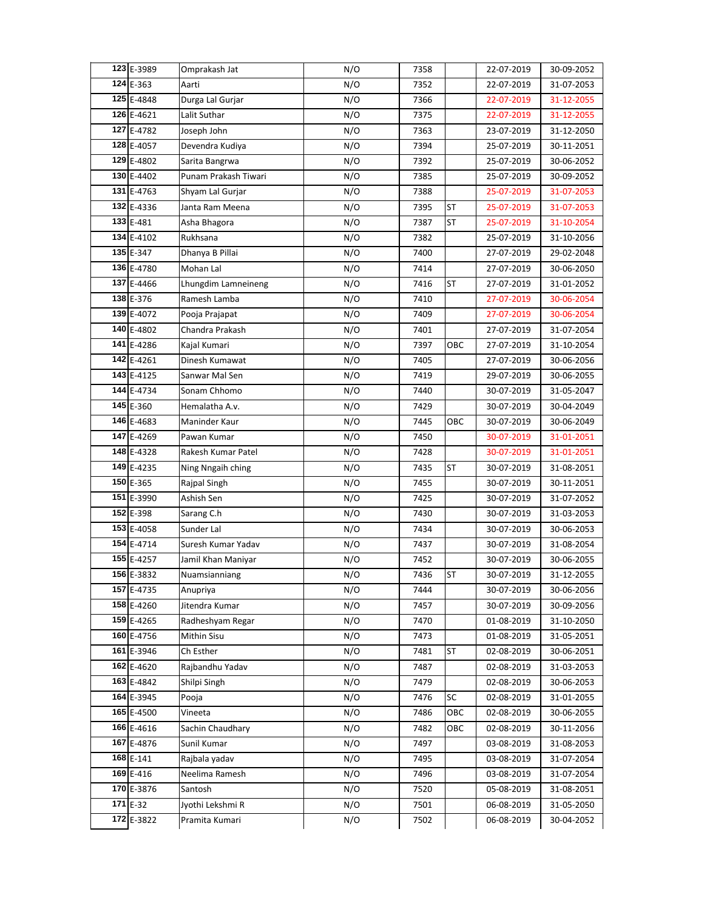| | | | | | | | |
|---|---|---|---|---|---|---|---|
| 123 | E-3989 | Omprakash Jat | N/O | 7358 | | 22-07-2019 | 30-09-2052 |
| 124 | E-363 | Aarti | N/O | 7352 | | 22-07-2019 | 31-07-2053 |
| 125 | E-4848 | Durga Lal Gurjar | N/O | 7366 | | 22-07-2019 | 31-12-2055 |
| 126 | E-4621 | Lalit Suthar | N/O | 7375 | | 22-07-2019 | 31-12-2055 |
| 127 | E-4782 | Joseph John | N/O | 7363 | | 23-07-2019 | 31-12-2050 |
| 128 | E-4057 | Devendra Kudiya | N/O | 7394 | | 25-07-2019 | 30-11-2051 |
| 129 | E-4802 | Sarita Bangrwa | N/O | 7392 | | 25-07-2019 | 30-06-2052 |
| 130 | E-4402 | Punam Prakash Tiwari | N/O | 7385 | | 25-07-2019 | 30-09-2052 |
| 131 | E-4763 | Shyam Lal Gurjar | N/O | 7388 | | 25-07-2019 | 31-07-2053 |
| 132 | E-4336 | Janta Ram Meena | N/O | 7395 | ST | 25-07-2019 | 31-07-2053 |
| 133 | E-481 | Asha Bhagora | N/O | 7387 | ST | 25-07-2019 | 31-10-2054 |
| 134 | E-4102 | Rukhsana | N/O | 7382 | | 25-07-2019 | 31-10-2056 |
| 135 | E-347 | Dhanya B Pillai | N/O | 7400 | | 27-07-2019 | 29-02-2048 |
| 136 | E-4780 | Mohan Lal | N/O | 7414 | | 27-07-2019 | 30-06-2050 |
| 137 | E-4466 | Lhungdim Lamneineng | N/O | 7416 | ST | 27-07-2019 | 31-01-2052 |
| 138 | E-376 | Ramesh Lamba | N/O | 7410 | | 27-07-2019 | 30-06-2054 |
| 139 | E-4072 | Pooja Prajapat | N/O | 7409 | | 27-07-2019 | 30-06-2054 |
| 140 | E-4802 | Chandra Prakash | N/O | 7401 | | 27-07-2019 | 31-07-2054 |
| 141 | E-4286 | Kajal Kumari | N/O | 7397 | OBC | 27-07-2019 | 31-10-2054 |
| 142 | E-4261 | Dinesh Kumawat | N/O | 7405 | | 27-07-2019 | 30-06-2056 |
| 143 | E-4125 | Sanwar Mal Sen | N/O | 7419 | | 29-07-2019 | 30-06-2055 |
| 144 | E-4734 | Sonam Chhomo | N/O | 7440 | | 30-07-2019 | 31-05-2047 |
| 145 | E-360 | Hemalatha A.v. | N/O | 7429 | | 30-07-2019 | 30-04-2049 |
| 146 | E-4683 | Maninder Kaur | N/O | 7445 | OBC | 30-07-2019 | 30-06-2049 |
| 147 | E-4269 | Pawan Kumar | N/O | 7450 | | 30-07-2019 | 31-01-2051 |
| 148 | E-4328 | Rakesh Kumar Patel | N/O | 7428 | | 30-07-2019 | 31-01-2051 |
| 149 | E-4235 | Ning Nngaih ching | N/O | 7435 | ST | 30-07-2019 | 31-08-2051 |
| 150 | E-365 | Rajpal Singh | N/O | 7455 | | 30-07-2019 | 30-11-2051 |
| 151 | E-3990 | Ashish Sen | N/O | 7425 | | 30-07-2019 | 31-07-2052 |
| 152 | E-398 | Sarang C.h | N/O | 7430 | | 30-07-2019 | 31-03-2053 |
| 153 | E-4058 | Sunder Lal | N/O | 7434 | | 30-07-2019 | 30-06-2053 |
| 154 | E-4714 | Suresh Kumar Yadav | N/O | 7437 | | 30-07-2019 | 31-08-2054 |
| 155 | E-4257 | Jamil Khan Maniyar | N/O | 7452 | | 30-07-2019 | 30-06-2055 |
| 156 | E-3832 | Nuamsianniang | N/O | 7436 | ST | 30-07-2019 | 31-12-2055 |
| 157 | E-4735 | Anupriya | N/O | 7444 | | 30-07-2019 | 30-06-2056 |
| 158 | E-4260 | Jitendra Kumar | N/O | 7457 | | 30-07-2019 | 30-09-2056 |
| 159 | E-4265 | Radheshyam Regar | N/O | 7470 | | 01-08-2019 | 31-10-2050 |
| 160 | E-4756 | Mithin Sisu | N/O | 7473 | | 01-08-2019 | 31-05-2051 |
| 161 | E-3946 | Ch Esther | N/O | 7481 | ST | 02-08-2019 | 30-06-2051 |
| 162 | E-4620 | Rajbandhu Yadav | N/O | 7487 | | 02-08-2019 | 31-03-2053 |
| 163 | E-4842 | Shilpi Singh | N/O | 7479 | | 02-08-2019 | 30-06-2053 |
| 164 | E-3945 | Pooja | N/O | 7476 | SC | 02-08-2019 | 31-01-2055 |
| 165 | E-4500 | Vineeta | N/O | 7486 | OBC | 02-08-2019 | 30-06-2055 |
| 166 | E-4616 | Sachin Chaudhary | N/O | 7482 | OBC | 02-08-2019 | 30-11-2056 |
| 167 | E-4876 | Sunil Kumar | N/O | 7497 | | 03-08-2019 | 31-08-2053 |
| 168 | E-141 | Rajbala yadav | N/O | 7495 | | 03-08-2019 | 31-07-2054 |
| 169 | E-416 | Neelima Ramesh | N/O | 7496 | | 03-08-2019 | 31-07-2054 |
| 170 | E-3876 | Santosh | N/O | 7520 | | 05-08-2019 | 31-08-2051 |
| 171 | E-32 | Jyothi Lekshmi R | N/O | 7501 | | 06-08-2019 | 31-05-2050 |
| 172 | E-3822 | Pramita Kumari | N/O | 7502 | | 06-08-2019 | 30-04-2052 |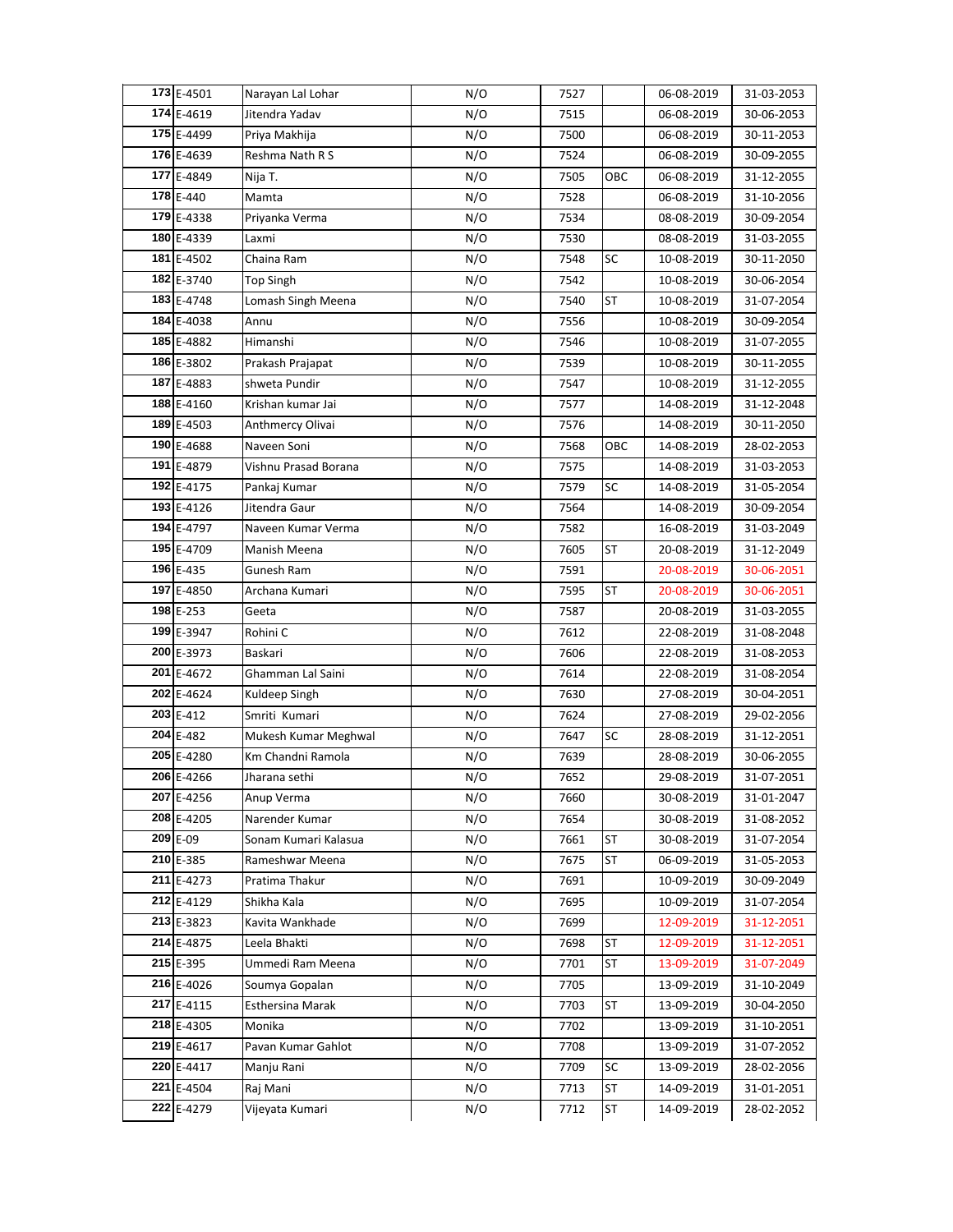| | | | | | | | |
|---|---|---|---|---|---|---|---|
| 173 | E-4501 | Narayan Lal Lohar | N/O | 7527 | | 06-08-2019 | 31-03-2053 |
| 174 | E-4619 | Jitendra Yadav | N/O | 7515 | | 06-08-2019 | 30-06-2053 |
| 175 | E-4499 | Priya Makhija | N/O | 7500 | | 06-08-2019 | 30-11-2053 |
| 176 | E-4639 | Reshma Nath R S | N/O | 7524 | | 06-08-2019 | 30-09-2055 |
| 177 | E-4849 | Nija T. | N/O | 7505 | OBC | 06-08-2019 | 31-12-2055 |
| 178 | E-440 | Mamta | N/O | 7528 | | 06-08-2019 | 31-10-2056 |
| 179 | E-4338 | Priyanka Verma | N/O | 7534 | | 08-08-2019 | 30-09-2054 |
| 180 | E-4339 | Laxmi | N/O | 7530 | | 08-08-2019 | 31-03-2055 |
| 181 | E-4502 | Chaina Ram | N/O | 7548 | SC | 10-08-2019 | 30-11-2050 |
| 182 | E-3740 | Top Singh | N/O | 7542 | | 10-08-2019 | 30-06-2054 |
| 183 | E-4748 | Lomash Singh Meena | N/O | 7540 | ST | 10-08-2019 | 31-07-2054 |
| 184 | E-4038 | Annu | N/O | 7556 | | 10-08-2019 | 30-09-2054 |
| 185 | E-4882 | Himanshi | N/O | 7546 | | 10-08-2019 | 31-07-2055 |
| 186 | E-3802 | Prakash Prajapat | N/O | 7539 | | 10-08-2019 | 30-11-2055 |
| 187 | E-4883 | shweta Pundir | N/O | 7547 | | 10-08-2019 | 31-12-2055 |
| 188 | E-4160 | Krishan kumar Jai | N/O | 7577 | | 14-08-2019 | 31-12-2048 |
| 189 | E-4503 | Anthmercy Olivai | N/O | 7576 | | 14-08-2019 | 30-11-2050 |
| 190 | E-4688 | Naveen Soni | N/O | 7568 | OBC | 14-08-2019 | 28-02-2053 |
| 191 | E-4879 | Vishnu Prasad Borana | N/O | 7575 | | 14-08-2019 | 31-03-2053 |
| 192 | E-4175 | Pankaj Kumar | N/O | 7579 | SC | 14-08-2019 | 31-05-2054 |
| 193 | E-4126 | Jitendra Gaur | N/O | 7564 | | 14-08-2019 | 30-09-2054 |
| 194 | E-4797 | Naveen Kumar Verma | N/O | 7582 | | 16-08-2019 | 31-03-2049 |
| 195 | E-4709 | Manish Meena | N/O | 7605 | ST | 20-08-2019 | 31-12-2049 |
| 196 | E-435 | Gunesh Ram | N/O | 7591 | | 20-08-2019 | 30-06-2051 |
| 197 | E-4850 | Archana Kumari | N/O | 7595 | ST | 20-08-2019 | 30-06-2051 |
| 198 | E-253 | Geeta | N/O | 7587 | | 20-08-2019 | 31-03-2055 |
| 199 | E-3947 | Rohini C | N/O | 7612 | | 22-08-2019 | 31-08-2048 |
| 200 | E-3973 | Baskari | N/O | 7606 | | 22-08-2019 | 31-08-2053 |
| 201 | E-4672 | Ghamman Lal Saini | N/O | 7614 | | 22-08-2019 | 31-08-2054 |
| 202 | E-4624 | Kuldeep Singh | N/O | 7630 | | 27-08-2019 | 30-04-2051 |
| 203 | E-412 | Smriti Kumari | N/O | 7624 | | 27-08-2019 | 29-02-2056 |
| 204 | E-482 | Mukesh Kumar Meghwal | N/O | 7647 | SC | 28-08-2019 | 31-12-2051 |
| 205 | E-4280 | Km Chandni Ramola | N/O | 7639 | | 28-08-2019 | 30-06-2055 |
| 206 | E-4266 | Jharana sethi | N/O | 7652 | | 29-08-2019 | 31-07-2051 |
| 207 | E-4256 | Anup Verma | N/O | 7660 | | 30-08-2019 | 31-01-2047 |
| 208 | E-4205 | Narender Kumar | N/O | 7654 | | 30-08-2019 | 31-08-2052 |
| 209 | E-09 | Sonam Kumari Kalasua | N/O | 7661 | ST | 30-08-2019 | 31-07-2054 |
| 210 | E-385 | Rameshwar Meena | N/O | 7675 | ST | 06-09-2019 | 31-05-2053 |
| 211 | E-4273 | Pratima Thakur | N/O | 7691 | | 10-09-2019 | 30-09-2049 |
| 212 | E-4129 | Shikha Kala | N/O | 7695 | | 10-09-2019 | 31-07-2054 |
| 213 | E-3823 | Kavita Wankhade | N/O | 7699 | | 12-09-2019 | 31-12-2051 |
| 214 | E-4875 | Leela Bhakti | N/O | 7698 | ST | 12-09-2019 | 31-12-2051 |
| 215 | E-395 | Ummedi Ram Meena | N/O | 7701 | ST | 13-09-2019 | 31-07-2049 |
| 216 | E-4026 | Soumya Gopalan | N/O | 7705 | | 13-09-2019 | 31-10-2049 |
| 217 | E-4115 | Esthersina Marak | N/O | 7703 | ST | 13-09-2019 | 30-04-2050 |
| 218 | E-4305 | Monika | N/O | 7702 | | 13-09-2019 | 31-10-2051 |
| 219 | E-4617 | Pavan Kumar Gahlot | N/O | 7708 | | 13-09-2019 | 31-07-2052 |
| 220 | E-4417 | Manju Rani | N/O | 7709 | SC | 13-09-2019 | 28-02-2056 |
| 221 | E-4504 | Raj Mani | N/O | 7713 | ST | 14-09-2019 | 31-01-2051 |
| 222 | E-4279 | Vijeyata Kumari | N/O | 7712 | ST | 14-09-2019 | 28-02-2052 |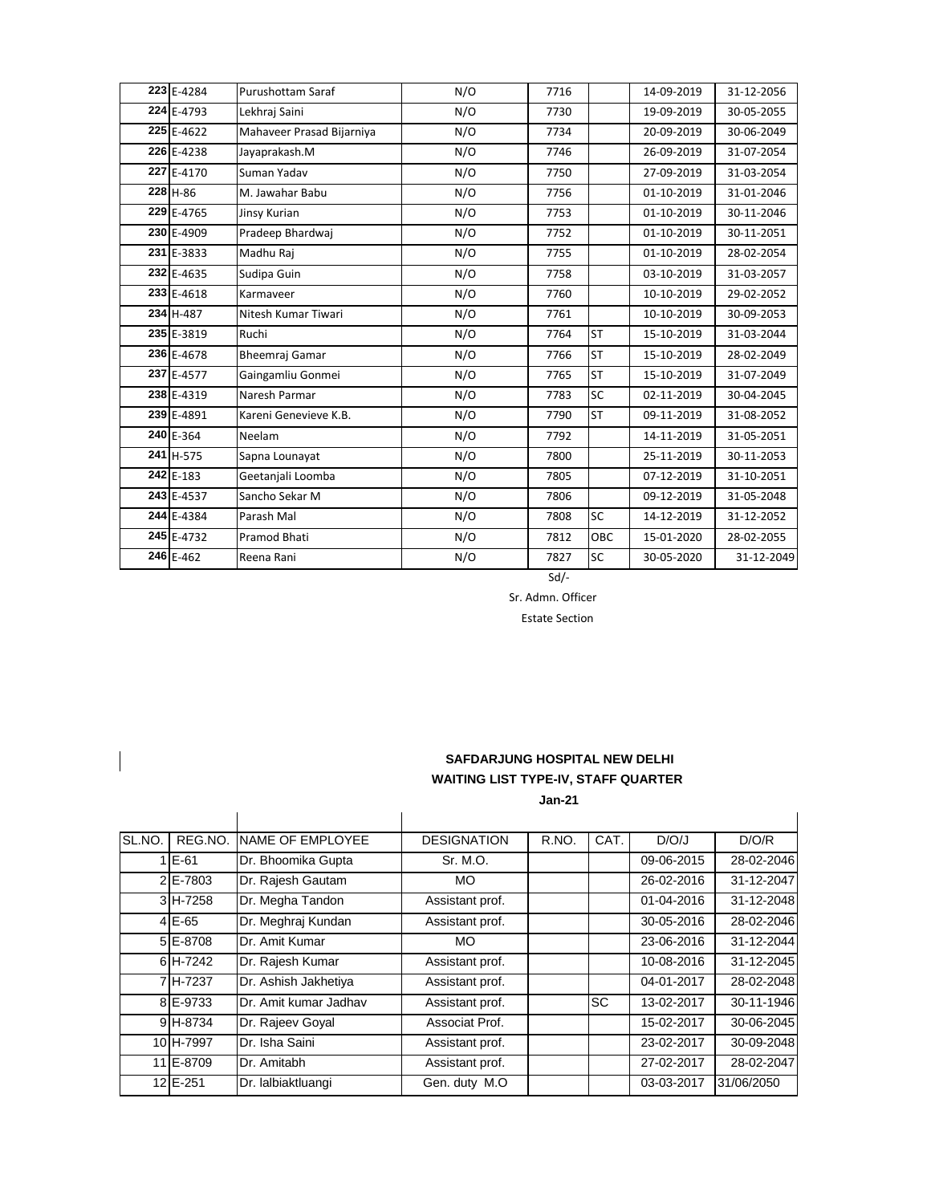| | | | | | | | |
|---|---|---|---|---|---|---|---|
| 223 | E-4284 | Purushottam Saraf | N/O | 7716 | | 14-09-2019 | 31-12-2056 |
| 224 | E-4793 | Lekhraj Saini | N/O | 7730 | | 19-09-2019 | 30-05-2055 |
| 225 | E-4622 | Mahaveer Prasad Bijarniya | N/O | 7734 | | 20-09-2019 | 30-06-2049 |
| 226 | E-4238 | Jayaprakash.M | N/O | 7746 | | 26-09-2019 | 31-07-2054 |
| 227 | E-4170 | Suman Yadav | N/O | 7750 | | 27-09-2019 | 31-03-2054 |
| 228 | H-86 | M. Jawahar Babu | N/O | 7756 | | 01-10-2019 | 31-01-2046 |
| 229 | E-4765 | Jinsy Kurian | N/O | 7753 | | 01-10-2019 | 30-11-2046 |
| 230 | E-4909 | Pradeep Bhardwaj | N/O | 7752 | | 01-10-2019 | 30-11-2051 |
| 231 | E-3833 | Madhu Raj | N/O | 7755 | | 01-10-2019 | 28-02-2054 |
| 232 | E-4635 | Sudipa Guin | N/O | 7758 | | 03-10-2019 | 31-03-2057 |
| 233 | E-4618 | Karmaveer | N/O | 7760 | | 10-10-2019 | 29-02-2052 |
| 234 | H-487 | Nitesh Kumar Tiwari | N/O | 7761 | | 10-10-2019 | 30-09-2053 |
| 235 | E-3819 | Ruchi | N/O | 7764 | ST | 15-10-2019 | 31-03-2044 |
| 236 | E-4678 | Bheemraj Gamar | N/O | 7766 | ST | 15-10-2019 | 28-02-2049 |
| 237 | E-4577 | Gaingamliu Gonmei | N/O | 7765 | ST | 15-10-2019 | 31-07-2049 |
| 238 | E-4319 | Naresh Parmar | N/O | 7783 | SC | 02-11-2019 | 30-04-2045 |
| 239 | E-4891 | Kareni Genevieve K.B. | N/O | 7790 | ST | 09-11-2019 | 31-08-2052 |
| 240 | E-364 | Neelam | N/O | 7792 | | 14-11-2019 | 31-05-2051 |
| 241 | H-575 | Sapna Lounayat | N/O | 7800 | | 25-11-2019 | 30-11-2053 |
| 242 | E-183 | Geetanjali Loomba | N/O | 7805 | | 07-12-2019 | 31-10-2051 |
| 243 | E-4537 | Sancho Sekar M | N/O | 7806 | | 09-12-2019 | 31-05-2048 |
| 244 | E-4384 | Parash Mal | N/O | 7808 | SC | 14-12-2019 | 31-12-2052 |
| 245 | E-4732 | Pramod Bhati | N/O | 7812 | OBC | 15-01-2020 | 28-02-2055 |
| 246 | E-462 | Reena Rani | N/O | 7827 | SC | 30-05-2020 | 31-12-2049 |

Sd/-

Sr. Admn. Officer

Estate Section

**SAFDARJUNG HOSPITAL NEW DELHI**

**WAITING LIST TYPE-IV, STAFF QUARTER**

**Jan-21**

| SL.NO. | REG.NO. | NAME OF EMPLOYEE | DESIGNATION | R.NO. | CAT. | D/O/J | D/O/R |
|---|---|---|---|---|---|---|---|
| 1 | E-61 | Dr. Bhoomika Gupta | Sr. M.O. | | | 09-06-2015 | 28-02-2046 |
| 2 | E-7803 | Dr. Rajesh Gautam | MO | | | 26-02-2016 | 31-12-2047 |
| 3 | H-7258 | Dr. Megha Tandon | Assistant prof. | | | 01-04-2016 | 31-12-2048 |
| 4 | E-65 | Dr. Meghraj Kundan | Assistant prof. | | | 30-05-2016 | 28-02-2046 |
| 5 | E-8708 | Dr. Amit Kumar | MO | | | 23-06-2016 | 31-12-2044 |
| 6 | H-7242 | Dr. Rajesh Kumar | Assistant prof. | | | 10-08-2016 | 31-12-2045 |
| 7 | H-7237 | Dr. Ashish Jakhetiya | Assistant prof. | | | 04-01-2017 | 28-02-2048 |
| 8 | E-9733 | Dr. Amit kumar Jadhav | Assistant prof. | | SC | 13-02-2017 | 30-11-1946 |
| 9 | H-8734 | Dr. Rajeev Goyal | Associat Prof. | | | 15-02-2017 | 30-06-2045 |
| 10 | H-7997 | Dr. Isha Saini | Assistant prof. | | | 23-02-2017 | 30-09-2048 |
| 11 | E-8709 | Dr. Amitabh | Assistant prof. | | | 27-02-2017 | 28-02-2047 |
| 12 | E-251 | Dr. lalbiaktluangi | Gen. duty M.O | | | 03-03-2017 | 31/06/2050 |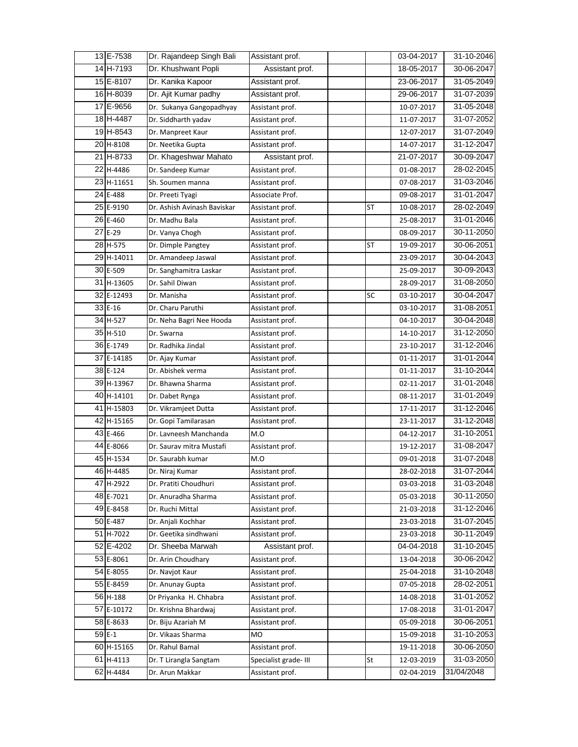| | | | | | | | |
|---|---|---|---|---|---|---|---|
| 13 | E-7538 | Dr. Rajandeep Singh Bali | Assistant prof. | | | 03-04-2017 | 31-10-2046 |
| 14 | H-7193 | Dr. Khushwant Popli | Assistant prof. | | | 18-05-2017 | 30-06-2047 |
| 15 | E-8107 | Dr. Kanika Kapoor | Assistant prof. | | | 23-06-2017 | 31-05-2049 |
| 16 | H-8039 | Dr. Ajit Kumar padhy | Assistant prof. | | | 29-06-2017 | 31-07-2039 |
| 17 | E-9656 | Dr. Sukanya Gangopadhyay | Assistant prof. | | | 10-07-2017 | 31-05-2048 |
| 18 | H-4487 | Dr. Siddharth yadav | Assistant prof. | | | 11-07-2017 | 31-07-2052 |
| 19 | H-8543 | Dr. Manpreet Kaur | Assistant prof. | | | 12-07-2017 | 31-07-2049 |
| 20 | H-8108 | Dr. Neetika Gupta | Assistant prof. | | | 14-07-2017 | 31-12-2047 |
| 21 | H-8733 | Dr. Khageshwar Mahato | Assistant prof. | | | 21-07-2017 | 30-09-2047 |
| 22 | H-4486 | Dr. Sandeep Kumar | Assistant prof. | | | 01-08-2017 | 28-02-2045 |
| 23 | H-11651 | Sh. Soumen manna | Assistant prof. | | | 07-08-2017 | 31-03-2046 |
| 24 | E-488 | Dr. Preeti Tyagi | Associate Prof. | | | 09-08-2017 | 31-01-2047 |
| 25 | E-9190 | Dr. Ashish Avinash Baviskar | Assistant prof. | | ST | 10-08-2017 | 28-02-2049 |
| 26 | E-460 | Dr. Madhu Bala | Assistant prof. | | | 25-08-2017 | 31-01-2046 |
| 27 | E-29 | Dr. Vanya Chogh | Assistant prof. | | | 08-09-2017 | 30-11-2050 |
| 28 | H-575 | Dr. Dimple Pangtey | Assistant prof. | | ST | 19-09-2017 | 30-06-2051 |
| 29 | H-14011 | Dr. Amandeep Jaswal | Assistant prof. | | | 23-09-2017 | 30-04-2043 |
| 30 | E-509 | Dr. Sanghamitra Laskar | Assistant prof. | | | 25-09-2017 | 30-09-2043 |
| 31 | H-13605 | Dr. Sahil Diwan | Assistant prof. | | | 28-09-2017 | 31-08-2050 |
| 32 | E-12493 | Dr. Manisha | Assistant prof. | | SC | 03-10-2017 | 30-04-2047 |
| 33 | E-16 | Dr. Charu Paruthi | Assistant prof. | | | 03-10-2017 | 31-08-2051 |
| 34 | H-527 | Dr. Neha Bagri Nee Hooda | Assistant prof. | | | 04-10-2017 | 30-04-2048 |
| 35 | H-510 | Dr. Swarna | Assistant prof. | | | 14-10-2017 | 31-12-2050 |
| 36 | E-1749 | Dr. Radhika Jindal | Assistant prof. | | | 23-10-2017 | 31-12-2046 |
| 37 | E-14185 | Dr. Ajay Kumar | Assistant prof. | | | 01-11-2017 | 31-01-2044 |
| 38 | E-124 | Dr. Abishek verma | Assistant prof. | | | 01-11-2017 | 31-10-2044 |
| 39 | H-13967 | Dr. Bhawna Sharma | Assistant prof. | | | 02-11-2017 | 31-01-2048 |
| 40 | H-14101 | Dr. Dabet Rynga | Assistant prof. | | | 08-11-2017 | 31-01-2049 |
| 41 | H-15803 | Dr. Vikramjeet Dutta | Assistant prof. | | | 17-11-2017 | 31-12-2046 |
| 42 | H-15165 | Dr. Gopi Tamilarasan | Assistant prof. | | | 23-11-2017 | 31-12-2048 |
| 43 | E-466 | Dr. Lavneesh Manchanda | M.O | | | 04-12-2017 | 31-10-2051 |
| 44 | E-8066 | Dr. Saurav mitra Mustafi | Assistant prof. | | | 19-12-2017 | 31-08-2047 |
| 45 | H-1534 | Dr. Saurabh kumar | M.O | | | 09-01-2018 | 31-07-2048 |
| 46 | H-4485 | Dr. Niraj Kumar | Assistant prof. | | | 28-02-2018 | 31-07-2044 |
| 47 | H-2922 | Dr. Pratiti Choudhuri | Assistant prof. | | | 03-03-2018 | 31-03-2048 |
| 48 | E-7021 | Dr. Anuradha Sharma | Assistant prof. | | | 05-03-2018 | 30-11-2050 |
| 49 | E-8458 | Dr. Ruchi Mittal | Assistant prof. | | | 21-03-2018 | 31-12-2046 |
| 50 | E-487 | Dr. Anjali Kochhar | Assistant prof. | | | 23-03-2018 | 31-07-2045 |
| 51 | H-7022 | Dr. Geetika sindhwani | Assistant prof. | | | 23-03-2018 | 30-11-2049 |
| 52 | E-4202 | Dr. Sheeba Marwah | Assistant prof. | | | 04-04-2018 | 31-10-2045 |
| 53 | E-8061 | Dr. Arin Choudhary | Assistant prof. | | | 13-04-2018 | 30-06-2042 |
| 54 | E-8055 | Dr. Navjot Kaur | Assistant prof. | | | 25-04-2018 | 31-10-2048 |
| 55 | E-8459 | Dr. Anunay Gupta | Assistant prof. | | | 07-05-2018 | 28-02-2051 |
| 56 | H-188 | Dr Priyanka H. Chhabra | Assistant prof. | | | 14-08-2018 | 31-01-2052 |
| 57 | E-10172 | Dr. Krishna Bhardwaj | Assistant prof. | | | 17-08-2018 | 31-01-2047 |
| 58 | E-8633 | Dr. Biju Azariah M | Assistant prof. | | | 05-09-2018 | 30-06-2051 |
| 59 | E-1 | Dr. Vikaas Sharma | MO | | | 15-09-2018 | 31-10-2053 |
| 60 | H-15165 | Dr. Rahul Bamal | Assistant prof. | | | 19-11-2018 | 30-06-2050 |
| 61 | H-4113 | Dr. T Lirangla Sangtam | Specialist grade- III | | St | 12-03-2019 | 31-03-2050 |
| 62 | H-4484 | Dr. Arun Makkar | Assistant prof. | | | 02-04-2019 | 31/04/2048 |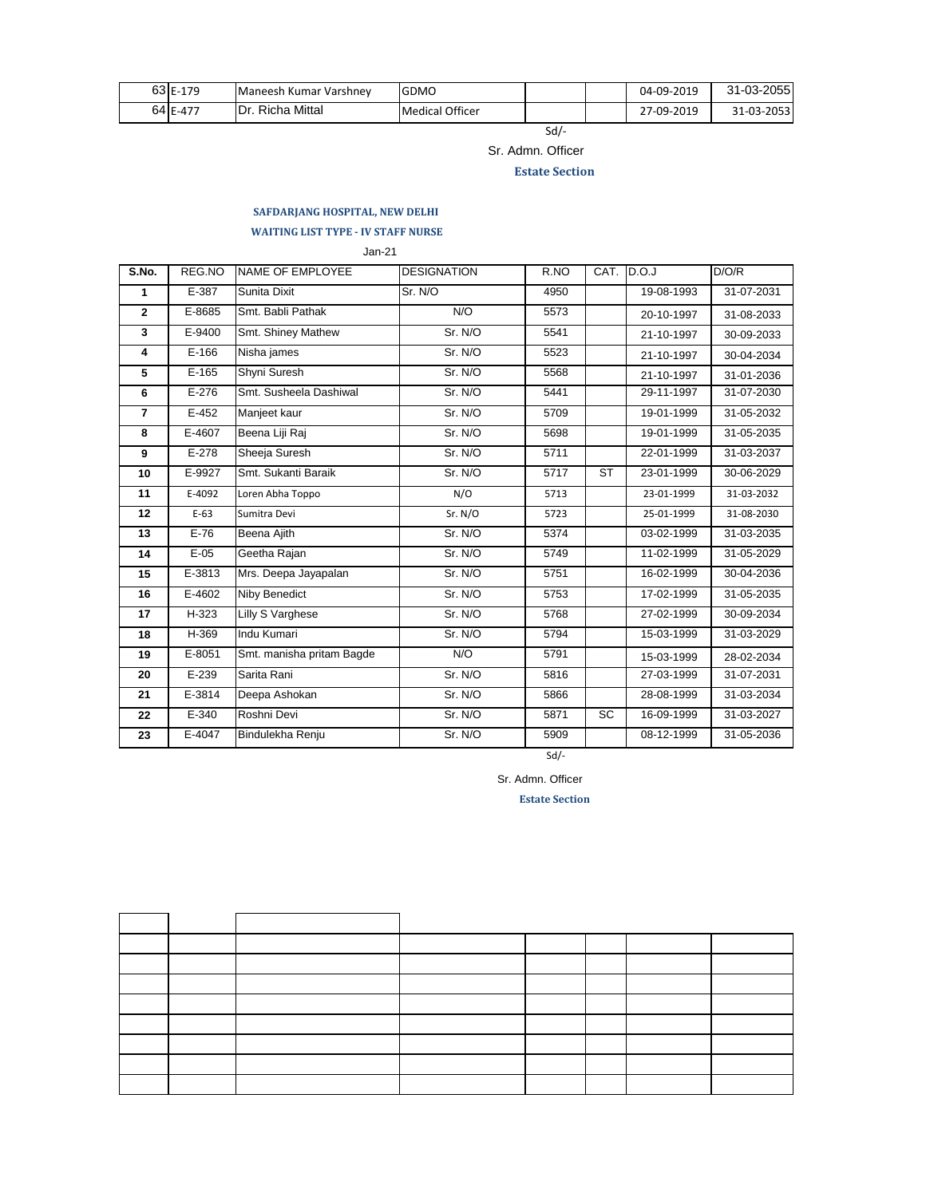| | | | | | | | |
|---|---|---|---|---|---|---|---|
| 63 | E-179 | Maneesh Kumar Varshney | GDMO | | | 04-09-2019 | 31-03-2055 |
| 64 | E-477 | Dr. Richa Mittal | Medical Officer | | | 27-09-2019 | 31-03-2053 |

Sd/-

Sr. Admn. Officer

**Estate Section**

**SAFDARJANG HOSPITAL, NEW DELHI**

**WAITING LIST TYPE - IV STAFF NURSE**

Jan-21

| S.No. | REG.NO | NAME OF EMPLOYEE | DESIGNATION | R.NO | CAT. | D.O.J | D/O/R |
|---|---|---|---|---|---|---|---|
| 1 | E-387 | Sunita Dixit | Sr. N/O | 4950 | | 19-08-1993 | 31-07-2031 |
| 2 | E-8685 | Smt. Babli Pathak | N/O | 5573 | | 20-10-1997 | 31-08-2033 |
| 3 | E-9400 | Smt. Shiney Mathew | Sr. N/O | 5541 | | 21-10-1997 | 30-09-2033 |
| 4 | E-166 | Nisha james | Sr. N/O | 5523 | | 21-10-1997 | 30-04-2034 |
| 5 | E-165 | Shyni Suresh | Sr. N/O | 5568 | | 21-10-1997 | 31-01-2036 |
| 6 | E-276 | Smt. Susheela Dashiwal | Sr. N/O | 5441 | | 29-11-1997 | 31-07-2030 |
| 7 | E-452 | Manjeet kaur | Sr. N/O | 5709 | | 19-01-1999 | 31-05-2032 |
| 8 | E-4607 | Beena Liji Raj | Sr. N/O | 5698 | | 19-01-1999 | 31-05-2035 |
| 9 | E-278 | Sheeja Suresh | Sr. N/O | 5711 | | 22-01-1999 | 31-03-2037 |
| 10 | E-9927 | Smt. Sukanti Baraik | Sr. N/O | 5717 | ST | 23-01-1999 | 30-06-2029 |
| 11 | E-4092 | Loren Abha Toppo | N/O | 5713 | | 23-01-1999 | 31-03-2032 |
| 12 | E-63 | Sumitra Devi | Sr. N/O | 5723 | | 25-01-1999 | 31-08-2030 |
| 13 | E-76 | Beena Ajith | Sr. N/O | 5374 | | 03-02-1999 | 31-03-2035 |
| 14 | E-05 | Geetha Rajan | Sr. N/O | 5749 | | 11-02-1999 | 31-05-2029 |
| 15 | E-3813 | Mrs. Deepa Jayapalan | Sr. N/O | 5751 | | 16-02-1999 | 30-04-2036 |
| 16 | E-4602 | Niby Benedict | Sr. N/O | 5753 | | 17-02-1999 | 31-05-2035 |
| 17 | H-323 | Lilly S Varghese | Sr. N/O | 5768 | | 27-02-1999 | 30-09-2034 |
| 18 | H-369 | Indu Kumari | Sr. N/O | 5794 | | 15-03-1999 | 31-03-2029 |
| 19 | E-8051 | Smt. manisha pritam Bagde | N/O | 5791 | | 15-03-1999 | 28-02-2034 |
| 20 | E-239 | Sarita Rani | Sr. N/O | 5816 | | 27-03-1999 | 31-07-2031 |
| 21 | E-3814 | Deepa Ashokan | Sr. N/O | 5866 | | 28-08-1999 | 31-03-2034 |
| 22 | E-340 | Roshni Devi | Sr. N/O | 5871 | SC | 16-09-1999 | 31-03-2027 |
| 23 | E-4047 | Bindulekha Renju | Sr. N/O | 5909 | | 08-12-1999 | 31-05-2036 |

Sd/-

Sr. Admn. Officer

**Estate Section**